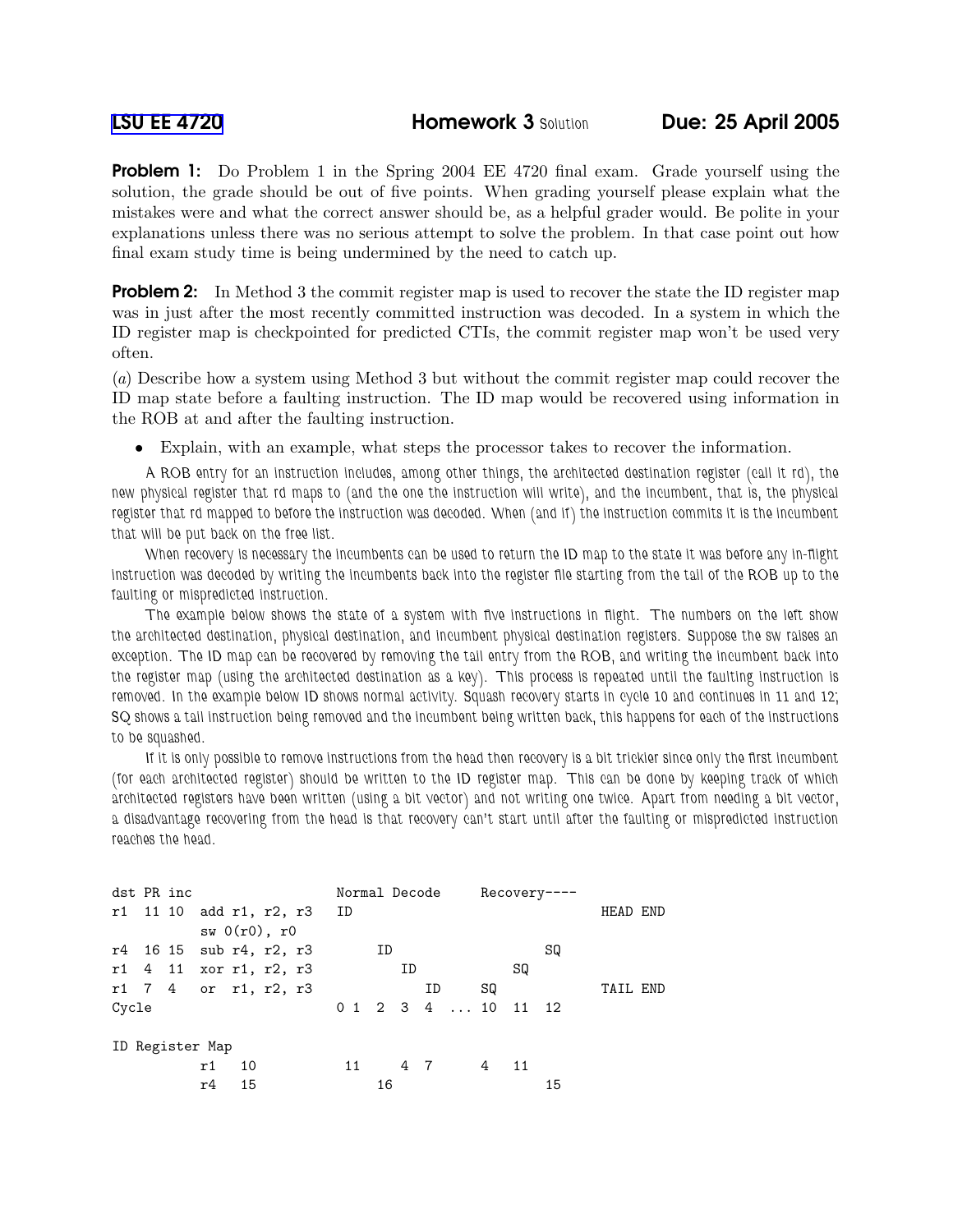LSU EE 4720 **Homework 3** Solution **Due: 25 April 2005**

**Problem 1:** Do Problem 1 in the Spring 2004 EE 4720 final exam. Grade yourself using the solution, the grade should be out of five points. When grading yourself please explain what the mistakes were and what the correct answer should be, as a helpful grader would. Be polite in your explanations unless there was no serious attempt to solve the problem. In that case point out how final exam study time is being undermined by the need to catch up.

**Problem 2:** In Method 3 the commit register map is used to recover the state the ID register map was in just after the most recently committed instruction was decoded. In a system in which the ID register map is checkpointed for predicted CTIs, the commit register map won't be used very often.

(*a*) Describe how a system using Method 3 but without the commit register map could recover the ID map state before a faulting instruction. The ID map would be recovered using information in the ROB at and after the faulting instruction.

- Explain, with an example, what steps the processor takes to recover the information.

A ROB entry for an instruction includes, among other things, the architected destination register (call it rd), the new physical register that rd maps to (and the one the instruction will write), and the incumbent, that is, the physical register that rd mapped to before the instruction was decoded. When (and if) the instruction commits it is the incumbent that will be put back on the free list.

When recovery is necessary the incumbents can be used to return the ID map to the state it was before any in-flight instruction was decoded by writing the incumbents back into the register file starting from the tail of the ROB up to the faulting or mispredicted instruction.

The example below shows the state of a system with five instructions in flight. The numbers on the left show the architected destination, physical destination, and incumbent physical destination registers. Suppose the sw raises an exception. The ID map can be recovered by removing the tail entry from the ROB, and writing the incumbent back into the register map (using the architected destination as a key). This process is repeated until the faulting instruction is removed. In the example below ID shows normal activity. Squash recovery starts in cycle 10 and continues in 11 and 12; SQ shows a tail instruction being removed and the incumbent being written back, this happens for each of the instructions to be squashed.

If it is only possible to remove instructions from the head then recovery is a bit trickier since only the first incumbent (for each architected register) should be written to the ID register map. This can be done by keeping track of which architected registers have been written (using a bit vector) and not writing one twice. Apart from needing a bit vector, a disadvantage recovering from the head is that recovery can't start until after the faulting or mispredicted instruction reaches the head.

```
dst PR inc                    Normal Decode      Recovery----
r1  11 10  add r1, r2, r3     ID                                   HEAD END
           sw 0(r0), r0
r4  16 15  sub r4, r2, r3        ID                      SQ
r1  4  11  xor r1, r2, r3           ID               SQ
r1  7  4   or  r1, r2, r3              ID        SQ                TAIL END
Cycle                         0 1  2  3  4  ... 10  11  12

ID Register Map
           r1   10             11     4  7       4   11
           r4   15                16                     15
```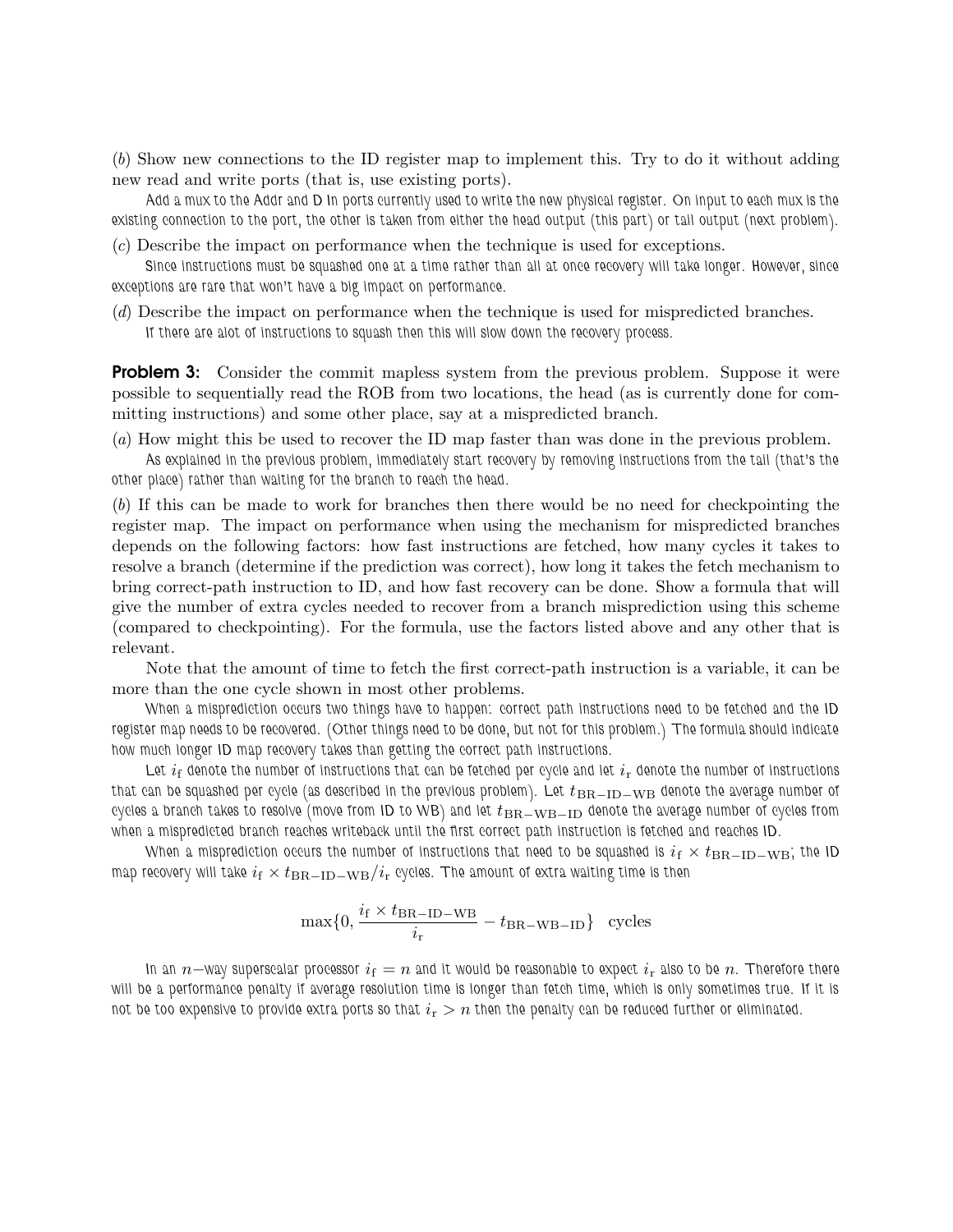(*b*) Show new connections to the ID register map to implement this. Try to do it without adding new read and write ports (that is, use existing ports).

Add a mux to the Addr and D In ports currently used to write the new physical register. On input to each mux is the existing connection to the port, the other is taken from either the head output (this part) or tail output (next problem).

(*c*) Describe the impact on performance when the technique is used for exceptions.

Since instructions must be squashed one at a time rather than all at once recovery will take longer. However, since exceptions are rare that won't have a big impact on performance.

(*d*) Describe the impact on performance when the technique is used for mispredicted branches.

If there are alot of instructions to squash then this will slow down the recovery process.

**Problem 3:** Consider the commit mapless system from the previous problem. Suppose it were possible to sequentially read the ROB from two locations, the head (as is currently done for committing instructions) and some other place, say at a mispredicted branch.

(*a*) How might this be used to recover the ID map faster than was done in the previous problem.

As explained in the previous problem, immediately start recovery by removing instructions from the tail (that's the other place) rather than waiting for the branch to reach the head.

(*b*) If this can be made to work for branches then there would be no need for checkpointing the register map. The impact on performance when using the mechanism for mispredicted branches depends on the following factors: how fast instructions are fetched, how many cycles it takes to resolve a branch (determine if the prediction was correct), how long it takes the fetch mechanism to bring correct-path instruction to ID, and how fast recovery can be done. Show a formula that will give the number of extra cycles needed to recover from a branch misprediction using this scheme (compared to checkpointing). For the formula, use the factors listed above and any other that is relevant.

Note that the amount of time to fetch the first correct-path instruction is a variable, it can be more than the one cycle shown in most other problems.

When a misprediction occurs two things have to happen: correct path instructions need to be fetched and the ID register map needs to be recovered. (Other things need to be done, but not for this problem.) The formula should indicate how much longer ID map recovery takes than getting the correct path instructions.

Let $i_\mathrm{f}$ denote the number of instructions that can be fetched per cycle and let $i_\mathrm{r}$ denote the number of instructions that can be squashed per cycle (as described in the previous problem). Let $t_{\mathrm{BR-ID-WB}}$ denote the average number of cycles a branch takes to resolve (move from ID to WB) and let $t_{\mathrm{BR-WB-ID}}$ denote the average number of cycles from when a mispredicted branch reaches writeback until the first correct path instruction is fetched and reaches ID.

When a misprediction occurs the number of instructions that need to be squashed is $i_\mathrm{f} \times t_{\mathrm{BR-ID-WB}}$; the ID map recovery will take $i_\mathrm{f} \times t_{\mathrm{BR-ID-WB}}/i_\mathrm{r}$ cycles. The amount of extra waiting time is then

$$\max\{0, \frac{i_\mathrm{f} \times t_{\mathrm{BR-ID-WB}}}{i_\mathrm{r}} - t_{\mathrm{BR-WB-ID}}\} \quad \text{cycles}$$

In an $n$-way superscalar processor $i_\mathrm{f} = n$ and it would be reasonable to expect $i_\mathrm{r}$ also to be $n$. Therefore there will be a performance penalty if average resolution time is longer than fetch time, which is only sometimes true. If it is not be too expensive to provide extra ports so that $i_\mathrm{r} > n$ then the penalty can be reduced further or eliminated.